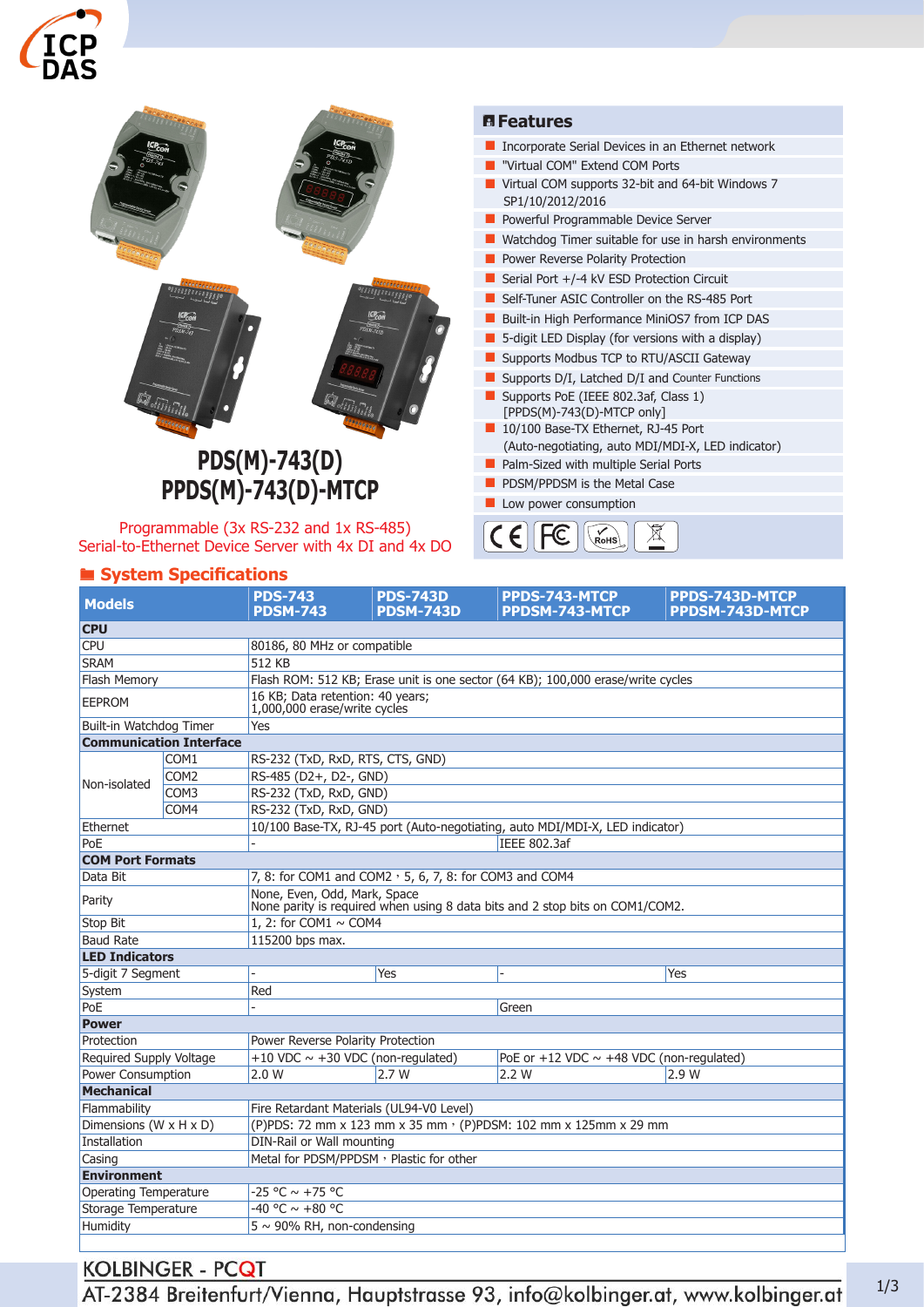# PDS(M)-743(D)
# PPDS(M)-743(D)-MTCP

Programmable (3x RS-232 and 1x RS-485)
Serial-to-Ethernet Device Server with 4x DI and 4x DO

## Features

- Incorporate Serial Devices in an Ethernet network
- "Virtual COM" Extend COM Ports
- Virtual COM supports 32-bit and 64-bit Windows 7 SP1/10/2012/2016
- Powerful Programmable Device Server
- Watchdog Timer suitable for use in harsh environments
- Power Reverse Polarity Protection
- Serial Port +/-4 kV ESD Protection Circuit
- Self-Tuner ASIC Controller on the RS-485 Port
- Built-in High Performance MiniOS7 from ICP DAS
- 5-digit LED Display (for versions with a display)
- Supports Modbus TCP to RTU/ASCII Gateway
- Supports D/I, Latched D/I and Counter Functions
- Supports PoE (IEEE 802.3af, Class 1) [PPDS(M)-743(D)-MTCP only]
- 10/100 Base-TX Ethernet, RJ-45 Port (Auto-negotiating, auto MDI/MDI-X, LED indicator)
- Palm-Sized with multiple Serial Ports
- PDSM/PPDSM is the Metal Case
- Low power consumption

## System Specifications

| Models | | PDS-743 PDSM-743 | PDS-743D PDSM-743D | PPDS-743-MTCP PPDSM-743-MTCP | PPDS-743D-MTCP PPDSM-743D-MTCP |
|---|---|---|---|---|---|
| **CPU** | | | | | |
| CPU | | 80186, 80 MHz or compatible | | | |
| SRAM | | 512 KB | | | |
| Flash Memory | | Flash ROM: 512 KB; Erase unit is one sector (64 KB); 100,000 erase/write cycles | | | |
| EEPROM | | 16 KB; Data retention: 40 years; 1,000,000 erase/write cycles | | | |
| Built-in Watchdog Timer | | Yes | | | |
| **Communication Interface** | | | | | |
| Non-isolated | COM1 | RS-232 (TxD, RxD, RTS, CTS, GND) | | | |
| | COM2 | RS-485 (D2+, D2-, GND) | | | |
| | COM3 | RS-232 (TxD, RxD, GND) | | | |
| | COM4 | RS-232 (TxD, RxD, GND) | | | |
| Ethernet | | 10/100 Base-TX, RJ-45 port (Auto-negotiating, auto MDI/MDI-X, LED indicator) | | | |
| PoE | | - | | IEEE 802.3af | |
| **COM Port Formats** | | | | | |
| Data Bit | | 7, 8: for COM1 and COM2 , 5, 6, 7, 8: for COM3 and COM4 | | | |
| Parity | | None, Even, Odd, Mark, Space None parity is required when using 8 data bits and 2 stop bits on COM1/COM2. | | | |
| Stop Bit | | 1, 2: for COM1 ~ COM4 | | | |
| Baud Rate | | 115200 bps max. | | | |
| **LED Indicators** | | | | | |
| 5-digit 7 Segment | | - | Yes | - | Yes |
| System | | Red | | | |
| PoE | | - | | Green | |
| **Power** | | | | | |
| Protection | | Power Reverse Polarity Protection | | | |
| Required Supply Voltage | | +10 VDC ~ +30 VDC (non-regulated) | | PoE or +12 VDC ~ +48 VDC (non-regulated) | |
| Power Consumption | | 2.0 W | 2.7 W | 2.2 W | 2.9 W |
| **Mechanical** | | | | | |
| Flammability | | Fire Retardant Materials (UL94-V0 Level) | | | |
| Dimensions (W x H x D) | | (P)PDS: 72 mm x 123 mm x 35 mm , (P)PDSM: 102 mm x 125mm x 29 mm | | | |
| Installation | | DIN-Rail or Wall mounting | | | |
| Casing | | Metal for PDSM/PPDSM , Plastic for other | | | |
| **Environment** | | | | | |
| Operating Temperature | | -25 °C ~ +75 °C | | | |
| Storage Temperature | | -40 °C ~ +80 °C | | | |
| Humidity | | 5 ~ 90% RH, non-condensing | | | |

KOLBINGER - PCQT
AT-2384 Breitenfurt/Vienna, Hauptstrasse 93, info@kolbinger.at, www.kolbinger.at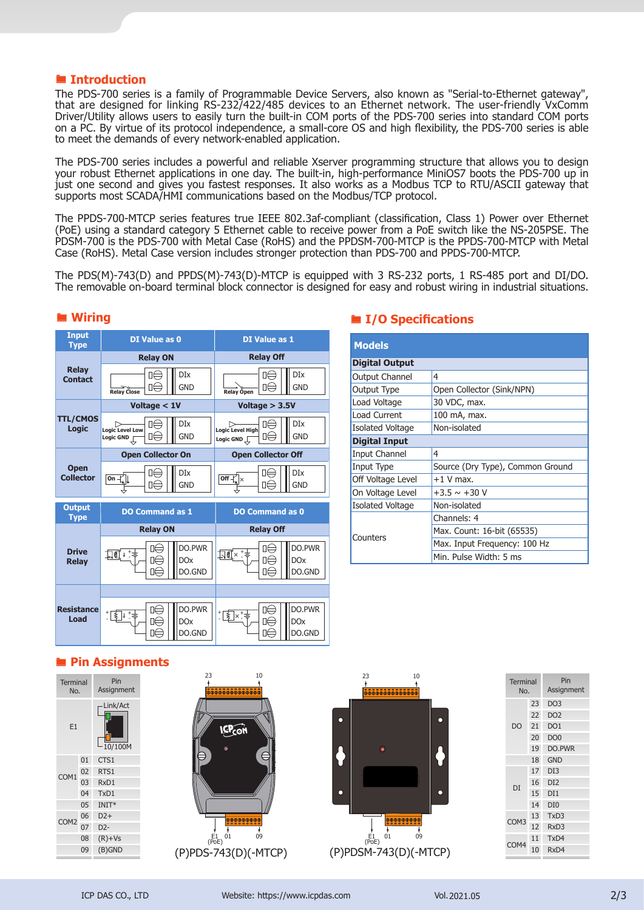## Introduction

The PDS-700 series is a family of Programmable Device Servers, also known as "Serial-to-Ethernet gateway", that are designed for linking RS-232/422/485 devices to an Ethernet network. The built-in, high-performance MiniOS7 boots the PDS-700 up in just one second and gives you fastest responses. It also works as a Modbus TCP to RTU/ASCII gateway that supports most SCADA/HMI communications based on the Modbus/TCP protocol.

The PDS-700 series includes a powerful and reliable Xserver programming structure that allows you to design your robust Ethernet applications in one day. The built-in, high-performance MiniOS7 boots the PDS-700 up in just one second and gives you fastest responses. It also works as a Modbus TCP to RTU/ASCII gateway that supports most SCADA/HMI communications based on the Modbus/TCP protocol.

The PPDS-700-MTCP series features true IEEE 802.3af-compliant (classification, Class 1) Power over Ethernet (PoE) using a standard category 5 Ethernet cable to receive power from a PoE switch like the NS-205PSE. The PDSM-700 is the PDS-700 with Metal Case (RoHS) and the PPDSM-700-MTCP is the PPDS-700-MTCP with Metal Case (RoHS). Metal Case version includes stronger protection than PDS-700 and PPDS-700-MTCP.

The PDS(M)-743(D) and PPDS(M)-743(D)-MTCP is equipped with 3 RS-232 ports, 1 RS-485 port and DI/DO. The removable on-board terminal block connector is designed for easy and robust wiring in industrial situations.

## Wiring

| Input Type | DI Value as 0 | DI Value as 1 |
|---|---|---|
| Relay Contact | Relay ON | Relay Off |
| TTL/CMOS Logic | Voltage < 1V | Voltage > 3.5V |
| Open Collector | Open Collector On | Open Collector Off |

| Output Type | DO Command as 1 | DO Command as 0 |
|---|---|---|
| Drive Relay | Relay ON | Relay Off |
| Resistance Load | | |

## I/O Specifications

| Models | |
|---|---|
| **Digital Output** | |
| Output Channel | 4 |
| Output Type | Open Collector (Sink/NPN) |
| Load Voltage | 30 VDC, max. |
| Load Current | 100 mA, max. |
| Isolated Voltage | Non-isolated |
| **Digital Input** | |
| Input Channel | 4 |
| Input Type | Source (Dry Type), Common Ground |
| Off Voltage Level | +1 V max. |
| On Voltage Level | +3.5 ~ +30 V |
| Isolated Voltage | Non-isolated |
| Counters | Channels: 4 |
| | Max. Count: 16-bit (65535) |
| | Max. Input Frequency: 100 Hz |
| | Min. Pulse Width: 5 ms |

## Pin Assignments

| Terminal No. | | Pin Assignment |
|---|---|---|
| E1 | | Link/Act, 10/100M |
| COM1 | 01 | CTS1 |
| | 02 | RTS1 |
| | 03 | RxD1 |
| | 04 | TxD1 |
| | 05 | INIT* |
| COM2 | 06 | D2+ |
| | 07 | D2- |
| | 08 | (R)+Vs |
| | 09 | (B)GND |

(P)PDS-743(D)(-MTCP)

(P)PDSM-743(D)(-MTCP)

| Terminal No. | | Pin Assignment |
|---|---|---|
| DO | 23 | DO3 |
| | 22 | DO2 |
| | 21 | DO1 |
| | 20 | DO0 |
| | 19 | DO.PWR |
| | 18 | GND |
| DI | 17 | DI3 |
| | 16 | DI2 |
| | 15 | DI1 |
| | 14 | DI0 |
| COM3 | 13 | TxD3 |
| | 12 | RxD3 |
| COM4 | 11 | TxD4 |
| | 10 | RxD4 |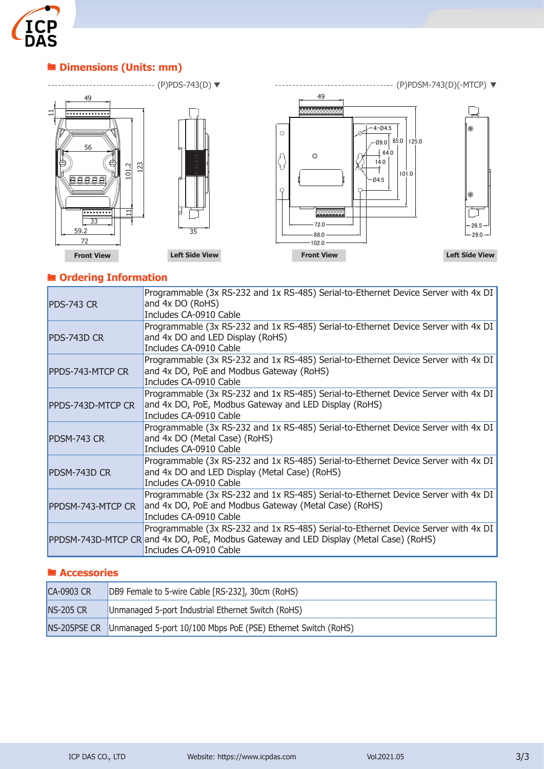## Dimensions (Units: mm)

(P)PDS-743(D) ▼

49
11
56
101.2
123
11
33
59.2
72
35

Front View

Left Side View

(P)PDSM-743(D)(-MTCP) ▼

49
4−Ø4.5
Ø9.0
85.0
125.0
64.0
14.0
101.0
Ø4.5
72.0
88.0
102.0
26.5
29.0

Front View

Left Side View

## Ordering Information

| | |
|---|---|
| PDS-743 CR | Programmable (3x RS-232 and 1x RS-485) Serial-to-Ethernet Device Server with 4x DI and 4x DO (RoHS)<br>Includes CA-0910 Cable |
| PDS-743D CR | Programmable (3x RS-232 and 1x RS-485) Serial-to-Ethernet Device Server with 4x DI and 4x DO and LED Display (RoHS)<br>Includes CA-0910 Cable |
| PPDS-743-MTCP CR | Programmable (3x RS-232 and 1x RS-485) Serial-to-Ethernet Device Server with 4x DI and 4x DO, PoE and Modbus Gateway (RoHS)<br>Includes CA-0910 Cable |
| PPDS-743D-MTCP CR | Programmable (3x RS-232 and 1x RS-485) Serial-to-Ethernet Device Server with 4x DI and 4x DO, PoE, Modbus Gateway and LED Display (RoHS)<br>Includes CA-0910 Cable |
| PDSM-743 CR | Programmable (3x RS-232 and 1x RS-485) Serial-to-Ethernet Device Server with 4x DI and 4x DO (Metal Case) (RoHS)<br>Includes CA-0910 Cable |
| PDSM-743D CR | Programmable (3x RS-232 and 1x RS-485) Serial-to-Ethernet Device Server with 4x DI and 4x DO and LED Display (Metal Case) (RoHS)<br>Includes CA-0910 Cable |
| PPDSM-743-MTCP CR | Programmable (3x RS-232 and 1x RS-485) Serial-to-Ethernet Device Server with 4x DI and 4x DO, PoE and Modbus Gateway (Metal Case) (RoHS)<br>Includes CA-0910 Cable |
| PPDSM-743D-MTCP CR | Programmable (3x RS-232 and 1x RS-485) Serial-to-Ethernet Device Server with 4x DI and 4x DO, PoE, Modbus Gateway and LED Display (Metal Case) (RoHS)<br>Includes CA-0910 Cable |

## Accessories

| | |
|---|---|
| CA-0903 CR | DB9 Female to 5-wire Cable [RS-232], 30cm (RoHS) |
| NS-205 CR | Unmanaged 5-port Industrial Ethernet Switch (RoHS) |
| NS-205PSE CR | Unmanaged 5-port 10/100 Mbps PoE (PSE) Ethernet Switch (RoHS) |